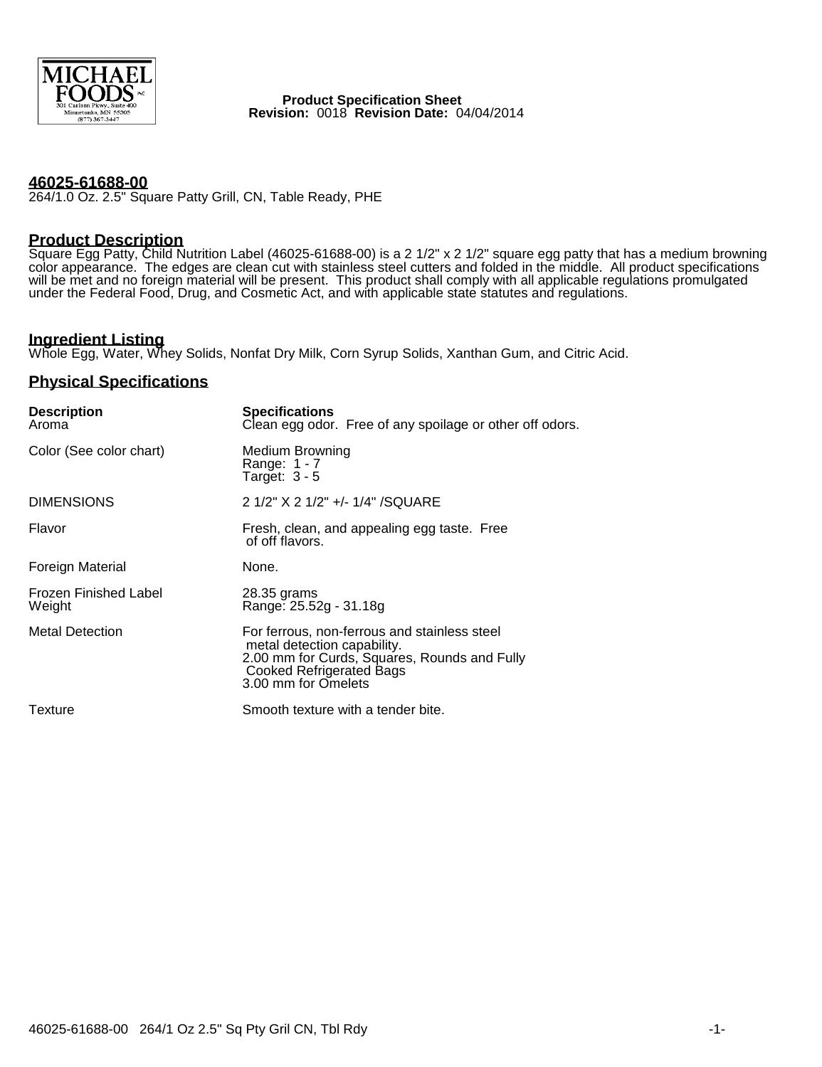MICHAEL FOODS INC
301 Carlson Pkwy., Suite 400
Minnetonka, MN 55305
(877) 367-3447

**Product Specification Sheet**
**Revision:** 0018 **Revision Date:** 04/04/2014

## 46025-61688-00

264/1.0 Oz. 2.5" Square Patty Grill, CN, Table Ready, PHE

## Product Description

Square Egg Patty, Child Nutrition Label (46025-61688-00) is a 2 1/2" x 2 1/2" square egg patty that has a medium browning color appearance. The edges are clean cut with stainless steel cutters and folded in the middle. All product specifications will be met and no foreign material will be present. This product shall comply with all applicable regulations promulgated under the Federal Food, Drug, and Cosmetic Act, and with applicable state statutes and regulations.

## Ingredient Listing

Whole Egg, Water, Whey Solids, Nonfat Dry Milk, Corn Syrup Solids, Xanthan Gum, and Citric Acid.

## Physical Specifications

| Description | Specifications |
|---|---|
| Aroma | Clean egg odor. Free of any spoilage or other off odors. |
| Color (See color chart) | Medium Browning<br>Range: 1 - 7<br>Target: 3 - 5 |
| DIMENSIONS | 2 1/2" X 2 1/2" +/- 1/4" /SQUARE |
| Flavor | Fresh, clean, and appealing egg taste. Free of off flavors. |
| Foreign Material | None. |
| Frozen Finished Label Weight | 28.35 grams<br>Range: 25.52g - 31.18g |
| Metal Detection | For ferrous, non-ferrous and stainless steel metal detection capability.<br>2.00 mm for Curds, Squares, Rounds and Fully Cooked Refrigerated Bags<br>3.00 mm for Omelets |
| Texture | Smooth texture with a tender bite. |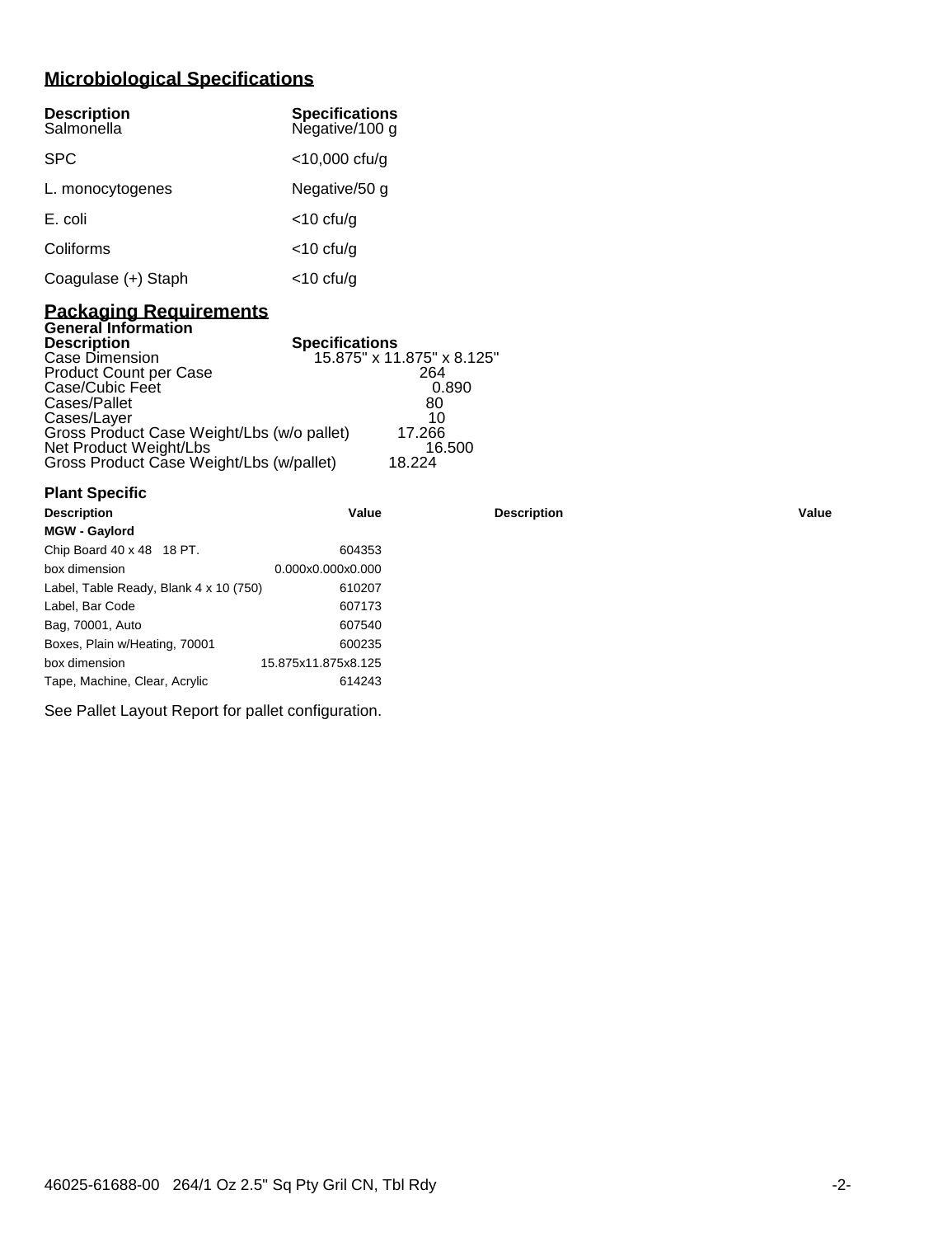## Microbiological Specifications

| Description | Specifications |
|---|---|
| Salmonella | Negative/100 g |
| SPC | <10,000 cfu/g |
| L. monocytogenes | Negative/50 g |
| E. coli | <10 cfu/g |
| Coliforms | <10 cfu/g |
| Coagulase (+) Staph | <10 cfu/g |

## Packaging Requirements

### General Information

| Description | Specifications |
|---|---|
| Case Dimension | 15.875" x 11.875" x 8.125" |
| Product Count per Case | 264 |
| Case/Cubic Feet | 0.890 |
| Cases/Pallet | 80 |
| Cases/Layer | 10 |
| Gross Product Case Weight/Lbs (w/o pallet) | 17.266 |
| Net Product Weight/Lbs | 16.500 |
| Gross Product Case Weight/Lbs (w/pallet) | 18.224 |

### Plant Specific

| Description | Value | Description | Value |
|---|---|---|---|
| **MGW - Gaylord** | | | |
| Chip Board 40 x 48 18 PT. | 604353 | | |
| box dimension | 0.000x0.000x0.000 | | |
| Label, Table Ready, Blank 4 x 10 (750) | 610207 | | |
| Label, Bar Code | 607173 | | |
| Bag, 70001, Auto | 607540 | | |
| Boxes, Plain w/Heating, 70001 | 600235 | | |
| box dimension | 15.875x11.875x8.125 | | |
| Tape, Machine, Clear, Acrylic | 614243 | | |

See Pallet Layout Report for pallet configuration.

46025-61688-00 264/1 Oz 2.5" Sq Pty Gril CN, Tbl Rdy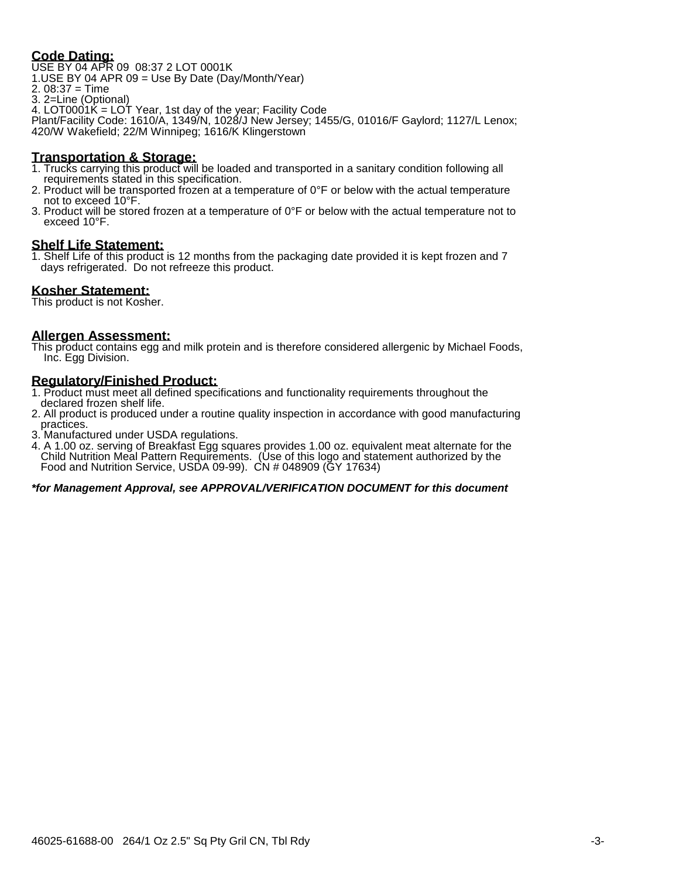## Code Dating:

USE BY 04 APR 09 08:37 2 LOT 0001K
1.USE BY 04 APR 09 = Use By Date (Day/Month/Year)
2. 08:37 = Time
3. 2=Line (Optional)
4. LOT0001K = LOT Year, 1st day of the year; Facility Code
Plant/Facility Code: 1610/A, 1349/N, 1028/J New Jersey; 1455/G, 01016/F Gaylord; 1127/L Lenox; 420/W Wakefield; 22/M Winnipeg; 1616/K Klingerstown

## Transportation & Storage:

1. Trucks carrying this product will be loaded and transported in a sanitary condition following all requirements stated in this specification.
2. Product will be transported frozen at a temperature of 0°F or below with the actual temperature not to exceed 10°F.
3. Product will be stored frozen at a temperature of 0°F or below with the actual temperature not to exceed 10°F.

## Shelf Life Statement:

1. Shelf Life of this product is 12 months from the packaging date provided it is kept frozen and 7 days refrigerated. Do not refreeze this product.

## Kosher Statement:

This product is not Kosher.

## Allergen Assessment:

This product contains egg and milk protein and is therefore considered allergenic by Michael Foods, Inc. Egg Division.

## Regulatory/Finished Product:

1. Product must meet all defined specifications and functionality requirements throughout the declared frozen shelf life.
2. All product is produced under a routine quality inspection in accordance with good manufacturing practices.
3. Manufactured under USDA regulations.
4. A 1.00 oz. serving of Breakfast Egg squares provides 1.00 oz. equivalent meat alternate for the Child Nutrition Meal Pattern Requirements. (Use of this logo and statement authorized by the Food and Nutrition Service, USDA 09-99). CN # 048909 (GY 17634)

***for Management Approval, see APPROVAL/VERIFICATION DOCUMENT for this document***